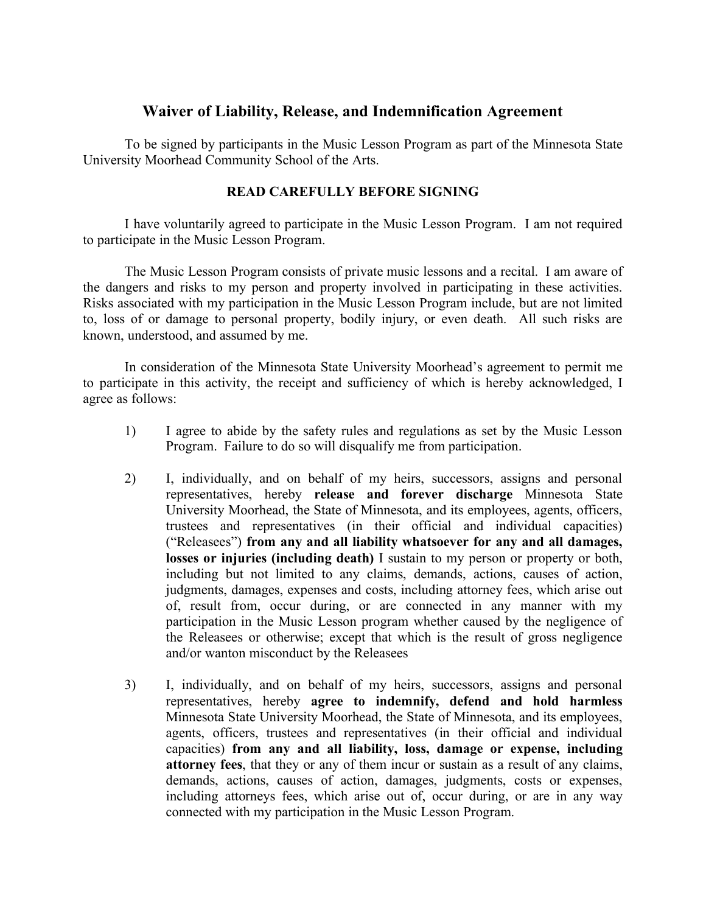# Waiver of Liability, Release, and Indemnification Agreement

To be signed by participants in the Music Lesson Program as part of the Minnesota State University Moorhead Community School of the Arts.

**READ CAREFULLY BEFORE SIGNING**

I have voluntarily agreed to participate in the Music Lesson Program. I am not required to participate in the Music Lesson Program.

The Music Lesson Program consists of private music lessons and a recital. I am aware of the dangers and risks to my person and property involved in participating in these activities. Risks associated with my participation in the Music Lesson Program include, but are not limited to, loss of or damage to personal property, bodily injury, or even death. All such risks are known, understood, and assumed by me.

In consideration of the Minnesota State University Moorhead's agreement to permit me to participate in this activity, the receipt and sufficiency of which is hereby acknowledged, I agree as follows:

1) I agree to abide by the safety rules and regulations as set by the Music Lesson Program. Failure to do so will disqualify me from participation.

2) I, individually, and on behalf of my heirs, successors, assigns and personal representatives, hereby **release and forever discharge** Minnesota State University Moorhead, the State of Minnesota, and its employees, agents, officers, trustees and representatives (in their official and individual capacities) ("Releasees") **from any and all liability whatsoever for any and all damages, losses or injuries (including death)** I sustain to my person or property or both, including but not limited to any claims, demands, actions, causes of action, judgments, damages, expenses and costs, including attorney fees, which arise out of, result from, occur during, or are connected in any manner with my participation in the Music Lesson program whether caused by the negligence of the Releasees or otherwise; except that which is the result of gross negligence and/or wanton misconduct by the Releasees

3) I, individually, and on behalf of my heirs, successors, assigns and personal representatives, hereby **agree to indemnify, defend and hold harmless** Minnesota State University Moorhead, the State of Minnesota, and its employees, agents, officers, trustees and representatives (in their official and individual capacities) **from any and all liability, loss, damage or expense, including attorney fees**, that they or any of them incur or sustain as a result of any claims, demands, actions, causes of action, damages, judgments, costs or expenses, including attorneys fees, which arise out of, occur during, or are in any way connected with my participation in the Music Lesson Program.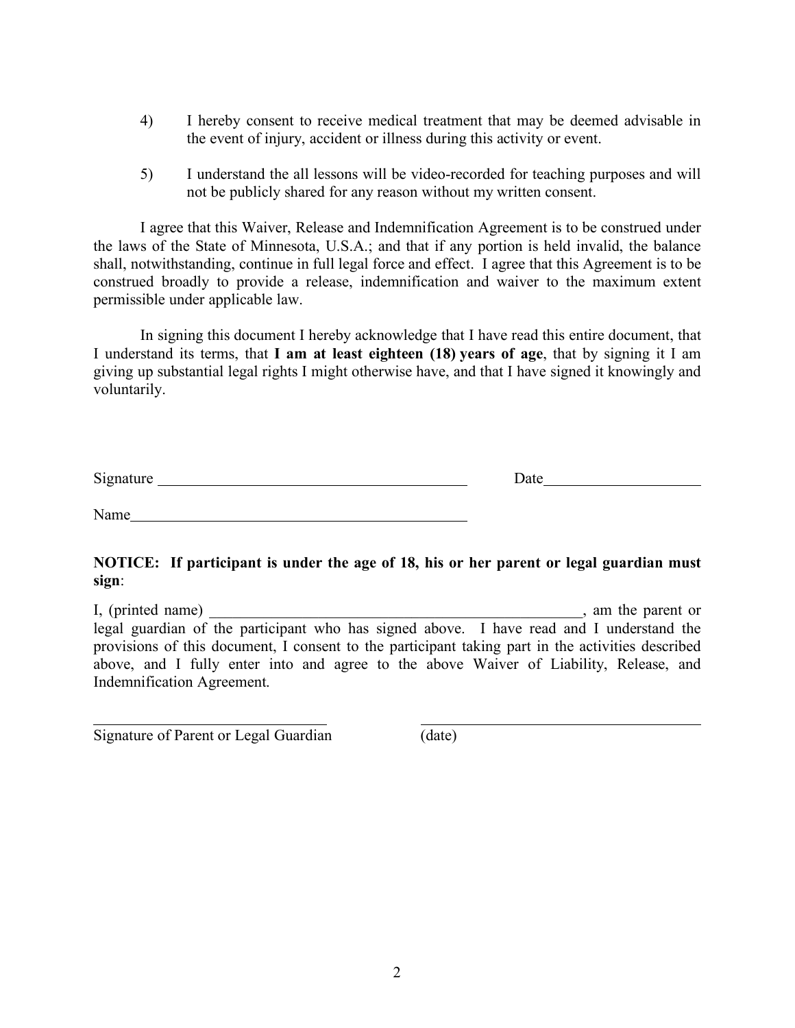4) I hereby consent to receive medical treatment that may be deemed advisable in the event of injury, accident or illness during this activity or event.

5) I understand the all lessons will be video-recorded for teaching purposes and will not be publicly shared for any reason without my written consent.

I agree that this Waiver, Release and Indemnification Agreement is to be construed under the laws of the State of Minnesota, U.S.A.; and that if any portion is held invalid, the balance shall, notwithstanding, continue in full legal force and effect. I agree that this Agreement is to be construed broadly to provide a release, indemnification and waiver to the maximum extent permissible under applicable law.

In signing this document I hereby acknowledge that I have read this entire document, that I understand its terms, that **I am at least eighteen (18) years of age**, that by signing it I am giving up substantial legal rights I might otherwise have, and that I have signed it knowingly and voluntarily.

Signature ________________________________________ Date____________________

Name____________________________________________

**NOTICE: If participant is under the age of 18, his or her parent or legal guardian must sign**:

I, (printed name) _________________________________________________, am the parent or legal guardian of the participant who has signed above. I have read and I understand the provisions of this document, I consent to the participant taking part in the activities described above, and I fully enter into and agree to the above Waiver of Liability, Release, and Indemnification Agreement.

_________________________________ _____________________________________

Signature of Parent or Legal Guardian (date)